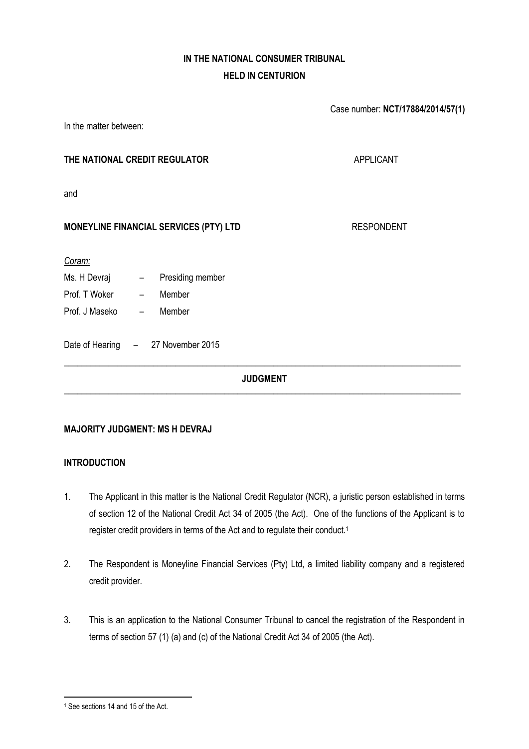**IN THE NATIONAL CONSUMER TRIBUNAL**
**HELD IN CENTURION**

Case number: **NCT/17884/2014/57(1)**

In the matter between:

**THE NATIONAL CREDIT REGULATOR** APPLICANT

and

**MONEYLINE FINANCIAL SERVICES (PTY) LTD** RESPONDENT

*Coram:*

Ms. H Devraj – Presiding member

Prof. T Woker – Member

Prof. J Maseko – Member

Date of Hearing – 27 November 2015

---

## JUDGMENT

---

### MAJORITY JUDGMENT: MS H DEVRAJ

### INTRODUCTION

1. The Applicant in this matter is the National Credit Regulator (NCR), a juristic person established in terms of section 12 of the National Credit Act 34 of 2005 (the Act). One of the functions of the Applicant is to register credit providers in terms of the Act and to regulate their conduct.[1]

2. The Respondent is Moneyline Financial Services (Pty) Ltd, a limited liability company and a registered credit provider.

3. This is an application to the National Consumer Tribunal to cancel the registration of the Respondent in terms of section 57 (1) (a) and (c) of the National Credit Act 34 of 2005 (the Act).

---

[1] See sections 14 and 15 of the Act.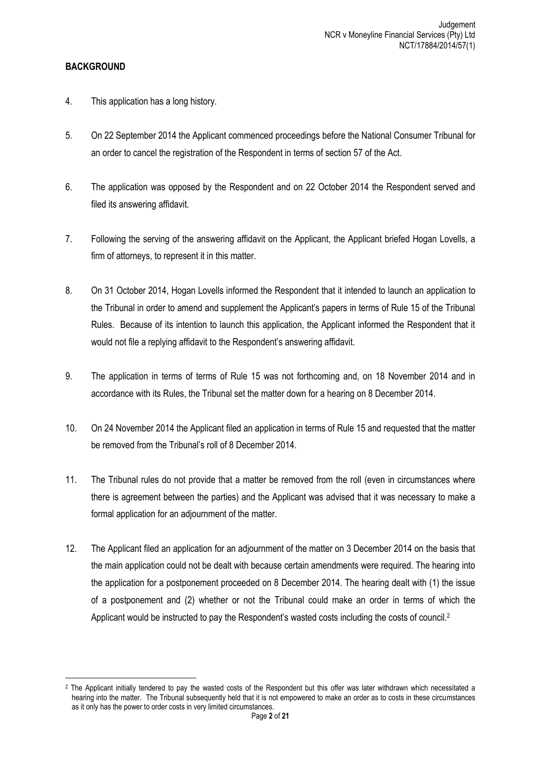## BACKGROUND

4. This application has a long history.

5. On 22 September 2014 the Applicant commenced proceedings before the National Consumer Tribunal for an order to cancel the registration of the Respondent in terms of section 57 of the Act.

6. The application was opposed by the Respondent and on 22 October 2014 the Respondent served and filed its answering affidavit.

7. Following the serving of the answering affidavit on the Applicant, the Applicant briefed Hogan Lovells, a firm of attorneys, to represent it in this matter.

8. On 31 October 2014, Hogan Lovells informed the Respondent that it intended to launch an application to the Tribunal in order to amend and supplement the Applicant's papers in terms of Rule 15 of the Tribunal Rules. Because of its intention to launch this application, the Applicant informed the Respondent that it would not file a replying affidavit to the Respondent's answering affidavit.

9. The application in terms of terms of Rule 15 was not forthcoming and, on 18 November 2014 and in accordance with its Rules, the Tribunal set the matter down for a hearing on 8 December 2014.

10. On 24 November 2014 the Applicant filed an application in terms of Rule 15 and requested that the matter be removed from the Tribunal's roll of 8 December 2014.

11. The Tribunal rules do not provide that a matter be removed from the roll (even in circumstances where there is agreement between the parties) and the Applicant was advised that it was necessary to make a formal application for an adjournment of the matter.

12. The Applicant filed an application for an adjournment of the matter on 3 December 2014 on the basis that the main application could not be dealt with because certain amendments were required. The hearing into the application for a postponement proceeded on 8 December 2014. The hearing dealt with (1) the issue of a postponement and (2) whether or not the Tribunal could make an order in terms of which the Applicant would be instructed to pay the Respondent's wasted costs including the costs of council.[2]

---

[2] The Applicant initially tendered to pay the wasted costs of the Respondent but this offer was later withdrawn which necessitated a hearing into the matter. The Tribunal subsequently held that it is not empowered to make an order as to costs in these circumstances as it only has the power to order costs in very limited circumstances.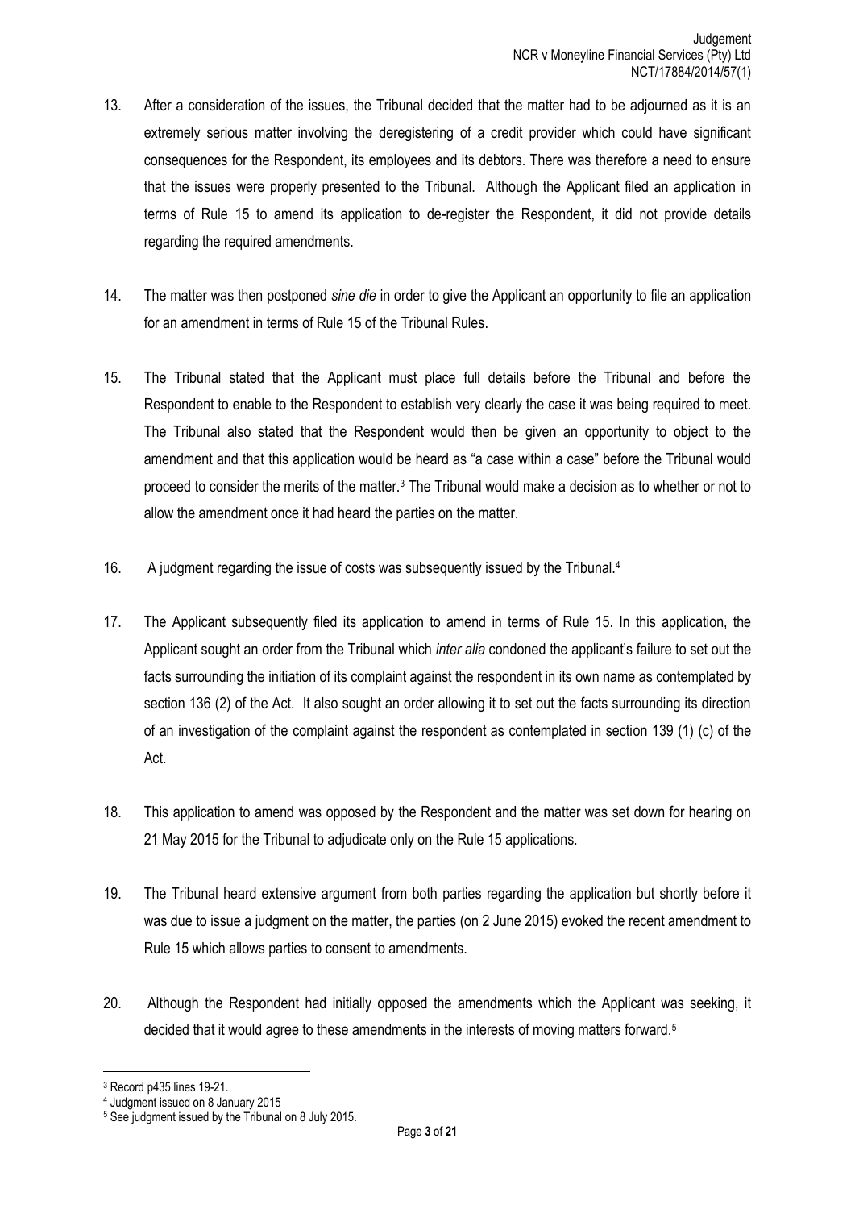13. After a consideration of the issues, the Tribunal decided that the matter had to be adjourned as it is an extremely serious matter involving the deregistering of a credit provider which could have significant consequences for the Respondent, its employees and its debtors. There was therefore a need to ensure that the issues were properly presented to the Tribunal. Although the Applicant filed an application in terms of Rule 15 to amend its application to de-register the Respondent, it did not provide details regarding the required amendments.

14. The matter was then postponed *sine die* in order to give the Applicant an opportunity to file an application for an amendment in terms of Rule 15 of the Tribunal Rules.

15. The Tribunal stated that the Applicant must place full details before the Tribunal and before the Respondent to enable to the Respondent to establish very clearly the case it was being required to meet. The Tribunal also stated that the Respondent would then be given an opportunity to object to the amendment and that this application would be heard as "a case within a case" before the Tribunal would proceed to consider the merits of the matter.[3] The Tribunal would make a decision as to whether or not to allow the amendment once it had heard the parties on the matter.

16. A judgment regarding the issue of costs was subsequently issued by the Tribunal.[4]

17. The Applicant subsequently filed its application to amend in terms of Rule 15. In this application, the Applicant sought an order from the Tribunal which *inter alia* condoned the applicant's failure to set out the facts surrounding the initiation of its complaint against the respondent in its own name as contemplated by section 136 (2) of the Act. It also sought an order allowing it to set out the facts surrounding its direction of an investigation of the complaint against the respondent as contemplated in section 139 (1) (c) of the Act.

18. This application to amend was opposed by the Respondent and the matter was set down for hearing on 21 May 2015 for the Tribunal to adjudicate only on the Rule 15 applications.

19. The Tribunal heard extensive argument from both parties regarding the application but shortly before it was due to issue a judgment on the matter, the parties (on 2 June 2015) evoked the recent amendment to Rule 15 which allows parties to consent to amendments.

20. Although the Respondent had initially opposed the amendments which the Applicant was seeking, it decided that it would agree to these amendments in the interests of moving matters forward.[5]

---

[3] Record p435 lines 19-21.

[4] Judgment issued on 8 January 2015

[5] See judgment issued by the Tribunal on 8 July 2015.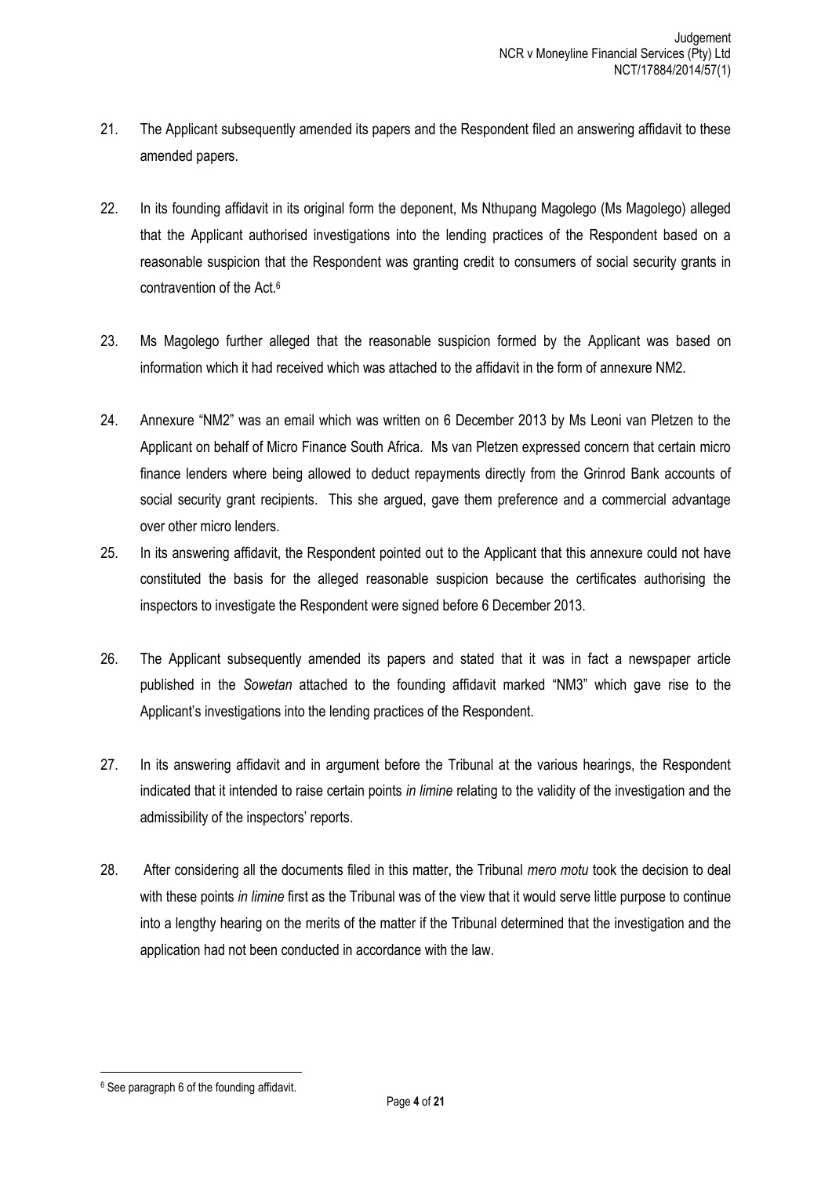21. The Applicant subsequently amended its papers and the Respondent filed an answering affidavit to these amended papers.

22. In its founding affidavit in its original form the deponent, Ms Nthupang Magolego (Ms Magolego) alleged that the Applicant authorised investigations into the lending practices of the Respondent based on a reasonable suspicion that the Respondent was granting credit to consumers of social security grants in contravention of the Act.[6]

23. Ms Magolego further alleged that the reasonable suspicion formed by the Applicant was based on information which it had received which was attached to the affidavit in the form of annexure NM2.

24. Annexure "NM2" was an email which was written on 6 December 2013 by Ms Leoni van Pletzen to the Applicant on behalf of Micro Finance South Africa. Ms van Pletzen expressed concern that certain micro finance lenders where being allowed to deduct repayments directly from the Grinrod Bank accounts of social security grant recipients. This she argued, gave them preference and a commercial advantage over other micro lenders.

25. In its answering affidavit, the Respondent pointed out to the Applicant that this annexure could not have constituted the basis for the alleged reasonable suspicion because the certificates authorising the inspectors to investigate the Respondent were signed before 6 December 2013.

26. The Applicant subsequently amended its papers and stated that it was in fact a newspaper article published in the *Sowetan* attached to the founding affidavit marked "NM3" which gave rise to the Applicant's investigations into the lending practices of the Respondent.

27. In its answering affidavit and in argument before the Tribunal at the various hearings, the Respondent indicated that it intended to raise certain points *in limine* relating to the validity of the investigation and the admissibility of the inspectors' reports.

28. After considering all the documents filed in this matter, the Tribunal *mero motu* took the decision to deal with these points *in limine* first as the Tribunal was of the view that it would serve little purpose to continue into a lengthy hearing on the merits of the matter if the Tribunal determined that the investigation and the application had not been conducted in accordance with the law.

---

[6] See paragraph 6 of the founding affidavit.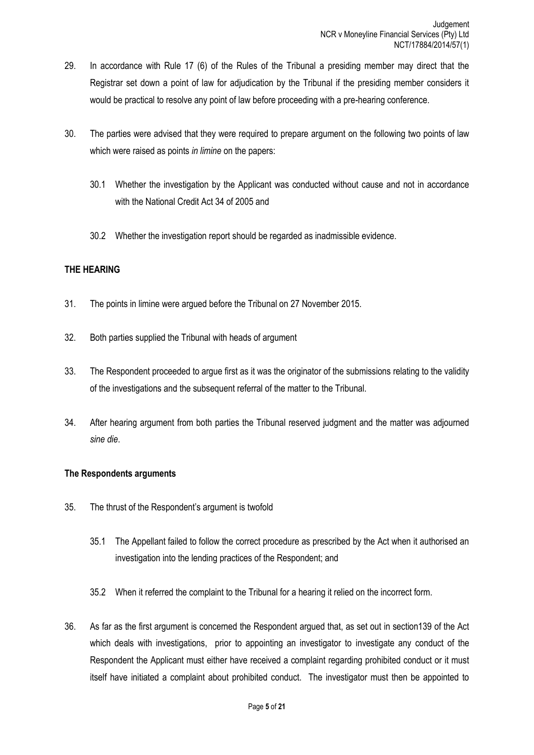29. In accordance with Rule 17 (6) of the Rules of the Tribunal a presiding member may direct that the Registrar set down a point of law for adjudication by the Tribunal if the presiding member considers it would be practical to resolve any point of law before proceeding with a pre-hearing conference.

30. The parties were advised that they were required to prepare argument on the following two points of law which were raised as points *in limine* on the papers:

    30.1 Whether the investigation by the Applicant was conducted without cause and not in accordance with the National Credit Act 34 of 2005 and

    30.2 Whether the investigation report should be regarded as inadmissible evidence.

**THE HEARING**

31. The points in limine were argued before the Tribunal on 27 November 2015.

32. Both parties supplied the Tribunal with heads of argument

33. The Respondent proceeded to argue first as it was the originator of the submissions relating to the validity of the investigations and the subsequent referral of the matter to the Tribunal.

34. After hearing argument from both parties the Tribunal reserved judgment and the matter was adjourned *sine die*.

**The Respondents arguments**

35. The thrust of the Respondent's argument is twofold

    35.1 The Appellant failed to follow the correct procedure as prescribed by the Act when it authorised an investigation into the lending practices of the Respondent; and

    35.2 When it referred the complaint to the Tribunal for a hearing it relied on the incorrect form.

36. As far as the first argument is concerned the Respondent argued that, as set out in section139 of the Act which deals with investigations, prior to appointing an investigator to investigate any conduct of the Respondent the Applicant must either have received a complaint regarding prohibited conduct or it must itself have initiated a complaint about prohibited conduct. The investigator must then be appointed to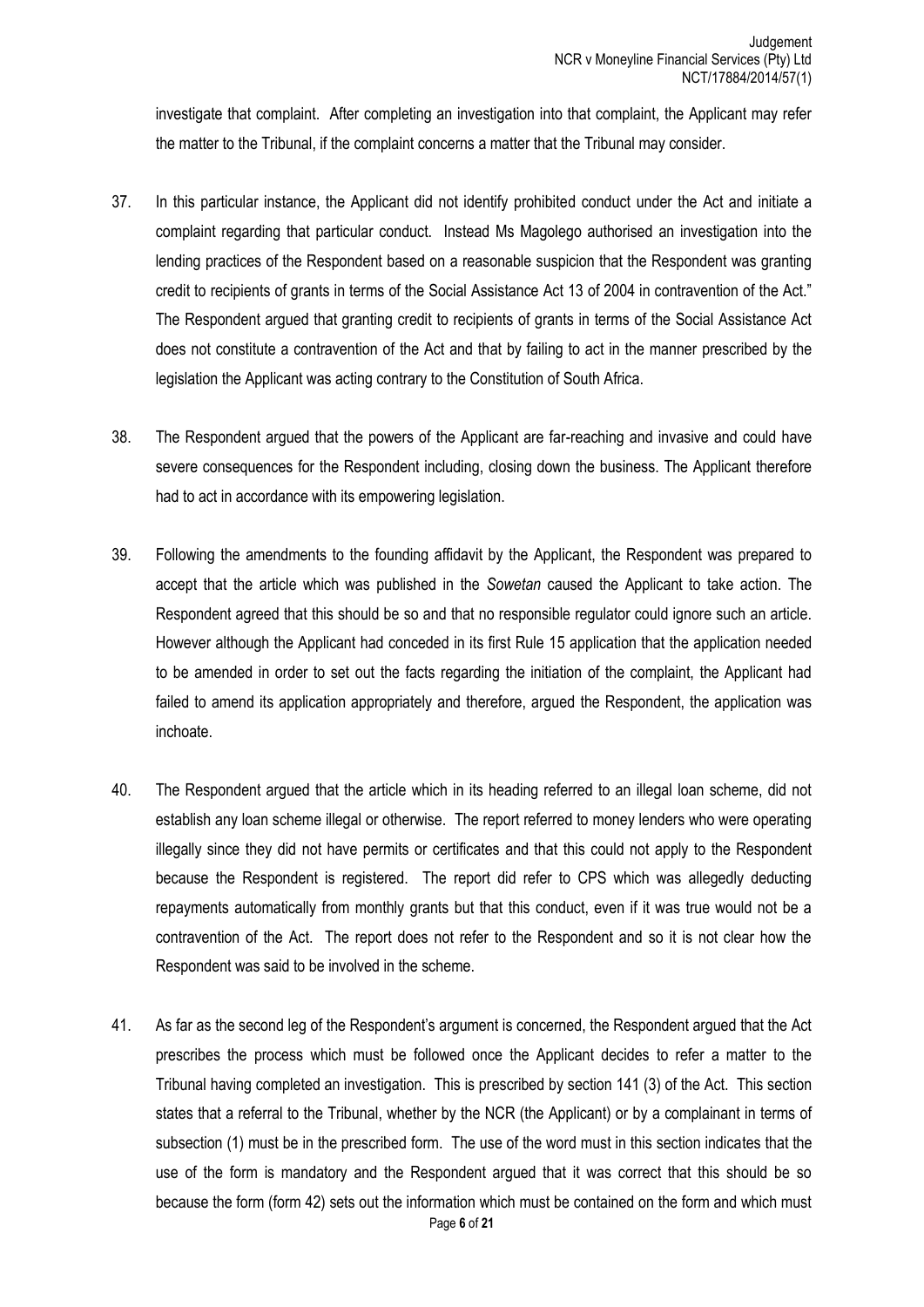investigate that complaint. After completing an investigation into that complaint, the Applicant may refer the matter to the Tribunal, if the complaint concerns a matter that the Tribunal may consider.

37. In this particular instance, the Applicant did not identify prohibited conduct under the Act and initiate a complaint regarding that particular conduct. Instead Ms Magolego authorised an investigation into the lending practices of the Respondent based on a reasonable suspicion that the Respondent was granting credit to recipients of grants in terms of the Social Assistance Act 13 of 2004 in contravention of the Act." The Respondent argued that granting credit to recipients of grants in terms of the Social Assistance Act does not constitute a contravention of the Act and that by failing to act in the manner prescribed by the legislation the Applicant was acting contrary to the Constitution of South Africa.

38. The Respondent argued that the powers of the Applicant are far-reaching and invasive and could have severe consequences for the Respondent including, closing down the business. The Applicant therefore had to act in accordance with its empowering legislation.

39. Following the amendments to the founding affidavit by the Applicant, the Respondent was prepared to accept that the article which was published in the *Sowetan* caused the Applicant to take action. The Respondent agreed that this should be so and that no responsible regulator could ignore such an article. However although the Applicant had conceded in its first Rule 15 application that the application needed to be amended in order to set out the facts regarding the initiation of the complaint, the Applicant had failed to amend its application appropriately and therefore, argued the Respondent, the application was inchoate.

40. The Respondent argued that the article which in its heading referred to an illegal loan scheme, did not establish any loan scheme illegal or otherwise. The report referred to money lenders who were operating illegally since they did not have permits or certificates and that this could not apply to the Respondent because the Respondent is registered. The report did refer to CPS which was allegedly deducting repayments automatically from monthly grants but that this conduct, even if it was true would not be a contravention of the Act. The report does not refer to the Respondent and so it is not clear how the Respondent was said to be involved in the scheme.

41. As far as the second leg of the Respondent's argument is concerned, the Respondent argued that the Act prescribes the process which must be followed once the Applicant decides to refer a matter to the Tribunal having completed an investigation. This is prescribed by section 141 (3) of the Act. This section states that a referral to the Tribunal, whether by the NCR (the Applicant) or by a complainant in terms of subsection (1) must be in the prescribed form. The use of the word must in this section indicates that the use of the form is mandatory and the Respondent argued that it was correct that this should be so because the form (form 42) sets out the information which must be contained on the form and which must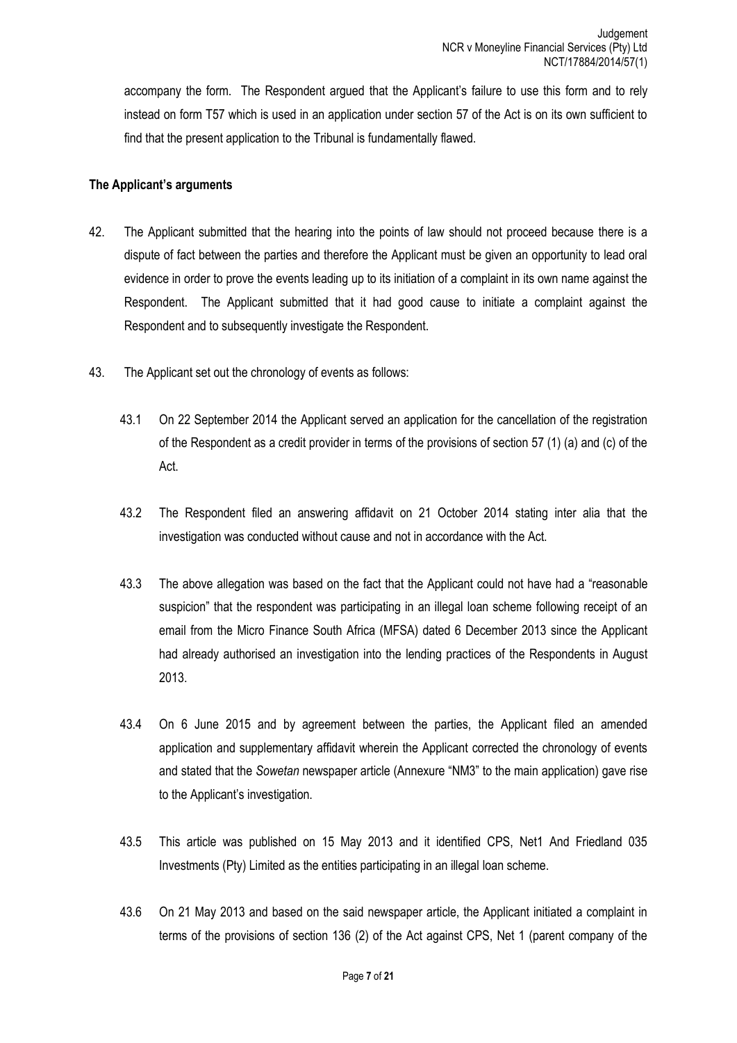accompany the form. The Respondent argued that the Applicant's failure to use this form and to rely instead on form T57 which is used in an application under section 57 of the Act is on its own sufficient to find that the present application to the Tribunal is fundamentally flawed.

**The Applicant's arguments**

42. The Applicant submitted that the hearing into the points of law should not proceed because there is a dispute of fact between the parties and therefore the Applicant must be given an opportunity to lead oral evidence in order to prove the events leading up to its initiation of a complaint in its own name against the Respondent. The Applicant submitted that it had good cause to initiate a complaint against the Respondent and to subsequently investigate the Respondent.

43. The Applicant set out the chronology of events as follows:

    43.1 On 22 September 2014 the Applicant served an application for the cancellation of the registration of the Respondent as a credit provider in terms of the provisions of section 57 (1) (a) and (c) of the Act.

    43.2 The Respondent filed an answering affidavit on 21 October 2014 stating inter alia that the investigation was conducted without cause and not in accordance with the Act.

    43.3 The above allegation was based on the fact that the Applicant could not have had a "reasonable suspicion" that the respondent was participating in an illegal loan scheme following receipt of an email from the Micro Finance South Africa (MFSA) dated 6 December 2013 since the Applicant had already authorised an investigation into the lending practices of the Respondents in August 2013.

    43.4 On 6 June 2015 and by agreement between the parties, the Applicant filed an amended application and supplementary affidavit wherein the Applicant corrected the chronology of events and stated that the *Sowetan* newspaper article (Annexure "NM3" to the main application) gave rise to the Applicant's investigation.

    43.5 This article was published on 15 May 2013 and it identified CPS, Net1 And Friedland 035 Investments (Pty) Limited as the entities participating in an illegal loan scheme.

    43.6 On 21 May 2013 and based on the said newspaper article, the Applicant initiated a complaint in terms of the provisions of section 136 (2) of the Act against CPS, Net 1 (parent company of the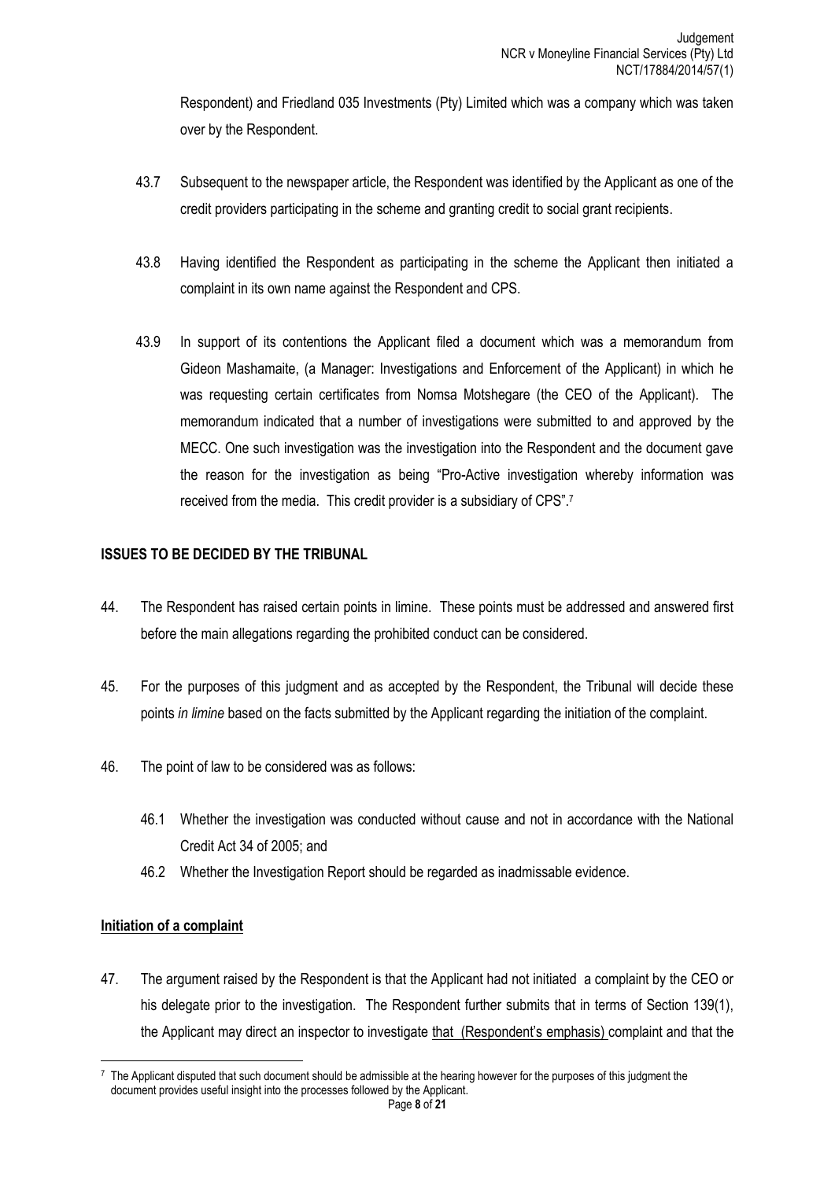Respondent) and Friedland 035 Investments (Pty) Limited which was a company which was taken over by the Respondent.

43.7 Subsequent to the newspaper article, the Respondent was identified by the Applicant as one of the credit providers participating in the scheme and granting credit to social grant recipients.

43.8 Having identified the Respondent as participating in the scheme the Applicant then initiated a complaint in its own name against the Respondent and CPS.

43.9 In support of its contentions the Applicant filed a document which was a memorandum from Gideon Mashamaite, (a Manager: Investigations and Enforcement of the Applicant) in which he was requesting certain certificates from Nomsa Motshegare (the CEO of the Applicant). The memorandum indicated that a number of investigations were submitted to and approved by the MECC. One such investigation was the investigation into the Respondent and the document gave the reason for the investigation as being "Pro-Active investigation whereby information was received from the media. This credit provider is a subsidiary of CPS".[7]

## ISSUES TO BE DECIDED BY THE TRIBUNAL

44. The Respondent has raised certain points in limine. These points must be addressed and answered first before the main allegations regarding the prohibited conduct can be considered.

45. For the purposes of this judgment and as accepted by the Respondent, the Tribunal will decide these points *in limine* based on the facts submitted by the Applicant regarding the initiation of the complaint.

46. The point of law to be considered was as follows:

46.1 Whether the investigation was conducted without cause and not in accordance with the National Credit Act 34 of 2005; and

46.2 Whether the Investigation Report should be regarded as inadmissable evidence.

### Initiation of a complaint

47. The argument raised by the Respondent is that the Applicant had not initiated a complaint by the CEO or his delegate prior to the investigation. The Respondent further submits that in terms of Section 139(1), the Applicant may direct an inspector to investigate that (Respondent's emphasis) complaint and that the

[7] The Applicant disputed that such document should be admissible at the hearing however for the purposes of this judgment the document provides useful insight into the processes followed by the Applicant.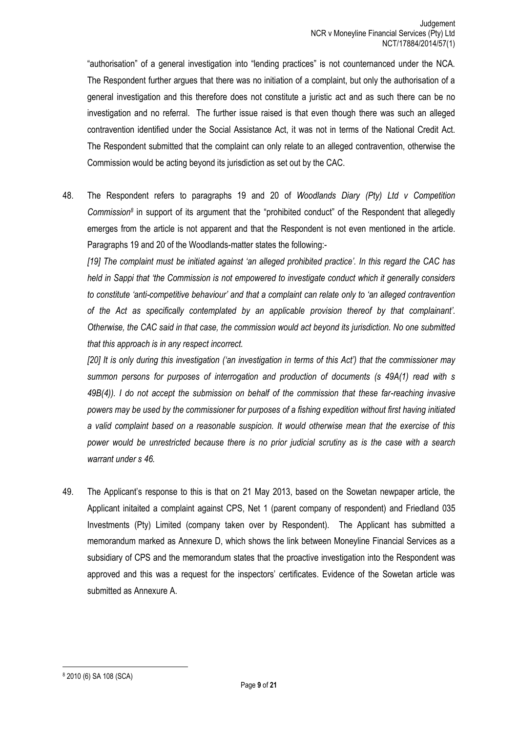"authorisation" of a general investigation into "lending practices" is not countenanced under the NCA. The Respondent further argues that there was no initiation of a complaint, but only the authorisation of a general investigation and this therefore does not constitute a juristic act and as such there can be no investigation and no referral. The further issue raised is that even though there was such an alleged contravention identified under the Social Assistance Act, it was not in terms of the National Credit Act. The Respondent submitted that the complaint can only relate to an alleged contravention, otherwise the Commission would be acting beyond its jurisdiction as set out by the CAC.

48. The Respondent refers to paragraphs 19 and 20 of *Woodlands Diary (Pty) Ltd v Competition Commission*[8] in support of its argument that the "prohibited conduct" of the Respondent that allegedly emerges from the article is not apparent and that the Respondent is not even mentioned in the article. Paragraphs 19 and 20 of the Woodlands-matter states the following:-

*[19] The complaint must be initiated against 'an alleged prohibited practice'. In this regard the CAC has held in Sappi that 'the Commission is not empowered to investigate conduct which it generally considers to constitute 'anti-competitive behaviour' and that a complaint can relate only to 'an alleged contravention of the Act as specifically contemplated by an applicable provision thereof by that complainant'. Otherwise, the CAC said in that case, the commission would act beyond its jurisdiction. No one submitted that this approach is in any respect incorrect.*

*[20] It is only during this investigation ('an investigation in terms of this Act') that the commissioner may summon persons for purposes of interrogation and production of documents (s 49A(1) read with s 49B(4)). I do not accept the submission on behalf of the commission that these far-reaching invasive powers may be used by the commissioner for purposes of a fishing expedition without first having initiated a valid complaint based on a reasonable suspicion. It would otherwise mean that the exercise of this power would be unrestricted because there is no prior judicial scrutiny as is the case with a search warrant under s 46.*

49. The Applicant's response to this is that on 21 May 2013, based on the Sowetan newpaper article, the Applicant initaited a complaint against CPS, Net 1 (parent company of respondent) and Friedland 035 Investments (Pty) Limited (company taken over by Respondent). The Applicant has submitted a memorandum marked as Annexure D, which shows the link between Moneyline Financial Services as a subsidiary of CPS and the memorandum states that the proactive investigation into the Respondent was approved and this was a request for the inspectors' certificates. Evidence of the Sowetan article was submitted as Annexure A.

---

[8] 2010 (6) SA 108 (SCA)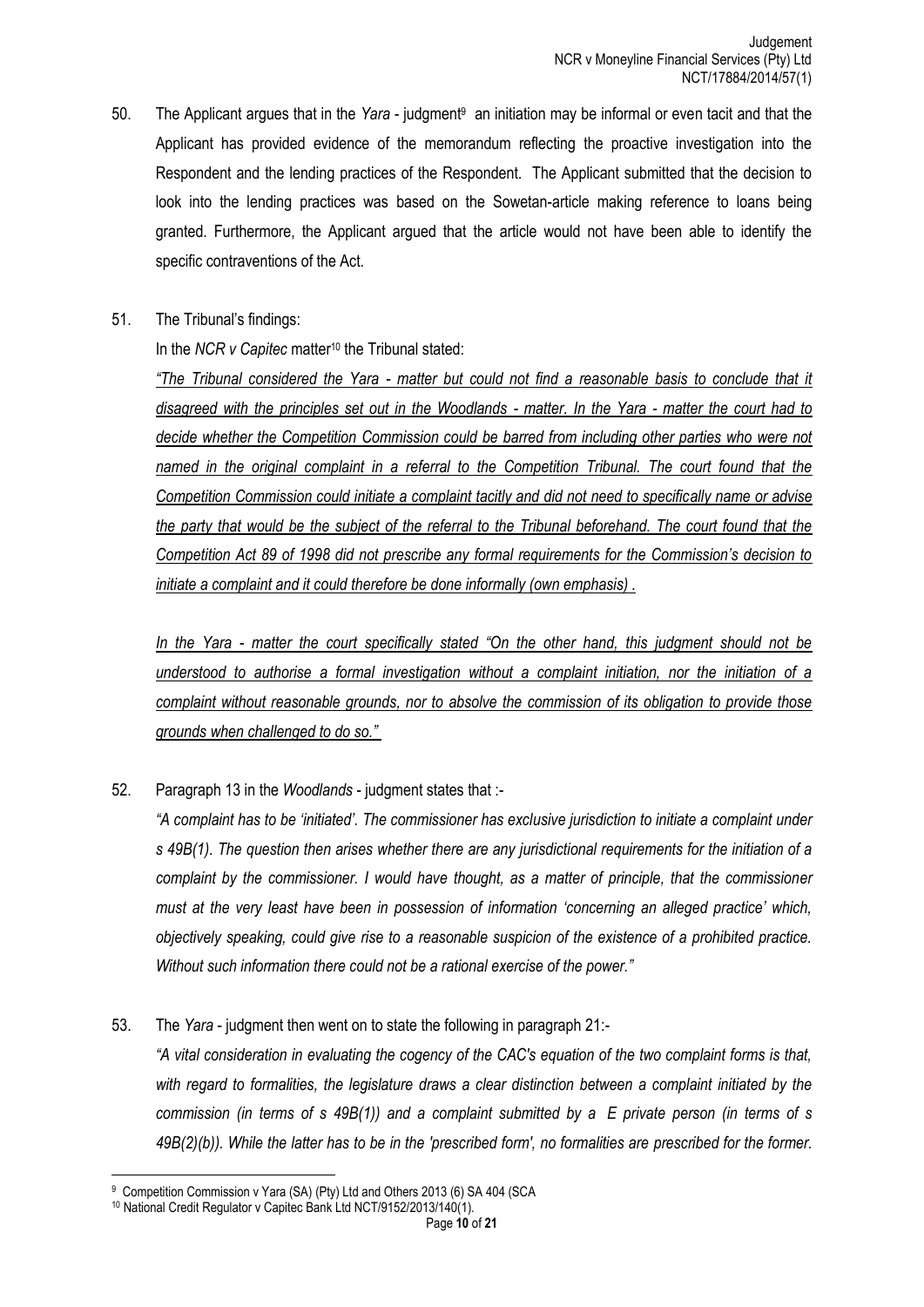50. The Applicant argues that in the *Yara* - judgment[9] an initiation may be informal or even tacit and that the Applicant has provided evidence of the memorandum reflecting the proactive investigation into the Respondent and the lending practices of the Respondent. The Applicant submitted that the decision to look into the lending practices was based on the Sowetan-article making reference to loans being granted. Furthermore, the Applicant argued that the article would not have been able to identify the specific contraventions of the Act.

51. The Tribunal's findings:

    In the *NCR v Capitec* matter[10] the Tribunal stated:

    <u>*"The Tribunal considered the Yara - matter but could not find a reasonable basis to conclude that it disagreed with the principles set out in the Woodlands - matter. In the Yara - matter the court had to decide whether the Competition Commission could be barred from including other parties who were not named in the original complaint in a referral to the Competition Tribunal. The court found that the Competition Commission could initiate a complaint tacitly and did not need to specifically name or advise the party that would be the subject of the referral to the Tribunal beforehand. The court found that the Competition Act 89 of 1998 did not prescribe any formal requirements for the Commission's decision to initiate a complaint and it could therefore be done informally (own emphasis) .*</u>

    <u>*In the Yara - matter the court specifically stated "On the other hand, this judgment should not be understood to authorise a formal investigation without a complaint initiation, nor the initiation of a complaint without reasonable grounds, nor to absolve the commission of its obligation to provide those grounds when challenged to do so."*</u>

52. Paragraph 13 in the *Woodlands* - judgment states that :-

    *"A complaint has to be 'initiated'. The commissioner has exclusive jurisdiction to initiate a complaint under s 49B(1). The question then arises whether there are any jurisdictional requirements for the initiation of a complaint by the commissioner. I would have thought, as a matter of principle, that the commissioner must at the very least have been in possession of information 'concerning an alleged practice' which, objectively speaking, could give rise to a reasonable suspicion of the existence of a prohibited practice. Without such information there could not be a rational exercise of the power."*

53. The *Yara* - judgment then went on to state the following in paragraph 21:-

    *"A vital consideration in evaluating the cogency of the CAC's equation of the two complaint forms is that, with regard to formalities, the legislature draws a clear distinction between a complaint initiated by the commission (in terms of s 49B(1)) and a complaint submitted by a E private person (in terms of s 49B(2)(b)). While the latter has to be in the 'prescribed form', no formalities are prescribed for the former.*

---

[9] Competition Commission v Yara (SA) (Pty) Ltd and Others 2013 (6) SA 404 (SCA

[10] National Credit Regulator v Capitec Bank Ltd NCT/9152/2013/140(1).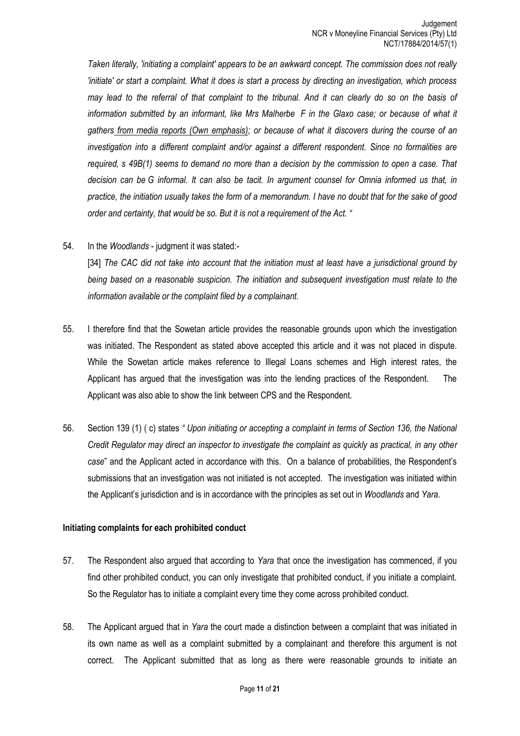*Taken literally, 'initiating a complaint' appears to be an awkward concept. The commission does not really 'initiate' or start a complaint. What it does is start a process by directing an investigation, which process may lead to the referral of that complaint to the tribunal. And it can clearly do so on the basis of information submitted by an informant, like Mrs Malherbe F in the Glaxo case; or because of what it gathers from media reports (Own emphasis); or because of what it discovers during the course of an investigation into a different complaint and/or against a different respondent. Since no formalities are required, s 49B(1) seems to demand no more than a decision by the commission to open a case. That decision can be G informal. It can also be tacit. In argument counsel for Omnia informed us that, in practice, the initiation usually takes the form of a memorandum. I have no doubt that for the sake of good order and certainty, that would be so. But it is not a requirement of the Act. "*

54. In the *Woodlands* - judgment it was stated:-

    [34] *The CAC did not take into account that the initiation must at least have a jurisdictional ground by being based on a reasonable suspicion. The initiation and subsequent investigation must relate to the information available or the complaint filed by a complainant.*

55. I therefore find that the Sowetan article provides the reasonable grounds upon which the investigation was initiated. The Respondent as stated above accepted this article and it was not placed in dispute. While the Sowetan article makes reference to Illegal Loans schemes and High interest rates, the Applicant has argued that the investigation was into the lending practices of the Respondent. The Applicant was also able to show the link between CPS and the Respondent.

56. Section 139 (1) ( c) states *" Upon initiating or accepting a complaint in terms of Section 136, the National Credit Regulator may direct an inspector to investigate the complaint as quickly as practical, in any other case*" and the Applicant acted in accordance with this. On a balance of probabilities, the Respondent's submissions that an investigation was not initiated is not accepted. The investigation was initiated within the Applicant's jurisdiction and is in accordance with the principles as set out in *Woodlands* and *Yara*.

**Initiating complaints for each prohibited conduct**

57. The Respondent also argued that according to *Yara* that once the investigation has commenced, if you find other prohibited conduct, you can only investigate that prohibited conduct, if you initiate a complaint. So the Regulator has to initiate a complaint every time they come across prohibited conduct.

58. The Applicant argued that in *Yara* the court made a distinction between a complaint that was initiated in its own name as well as a complaint submitted by a complainant and therefore this argument is not correct. The Applicant submitted that as long as there were reasonable grounds to initiate an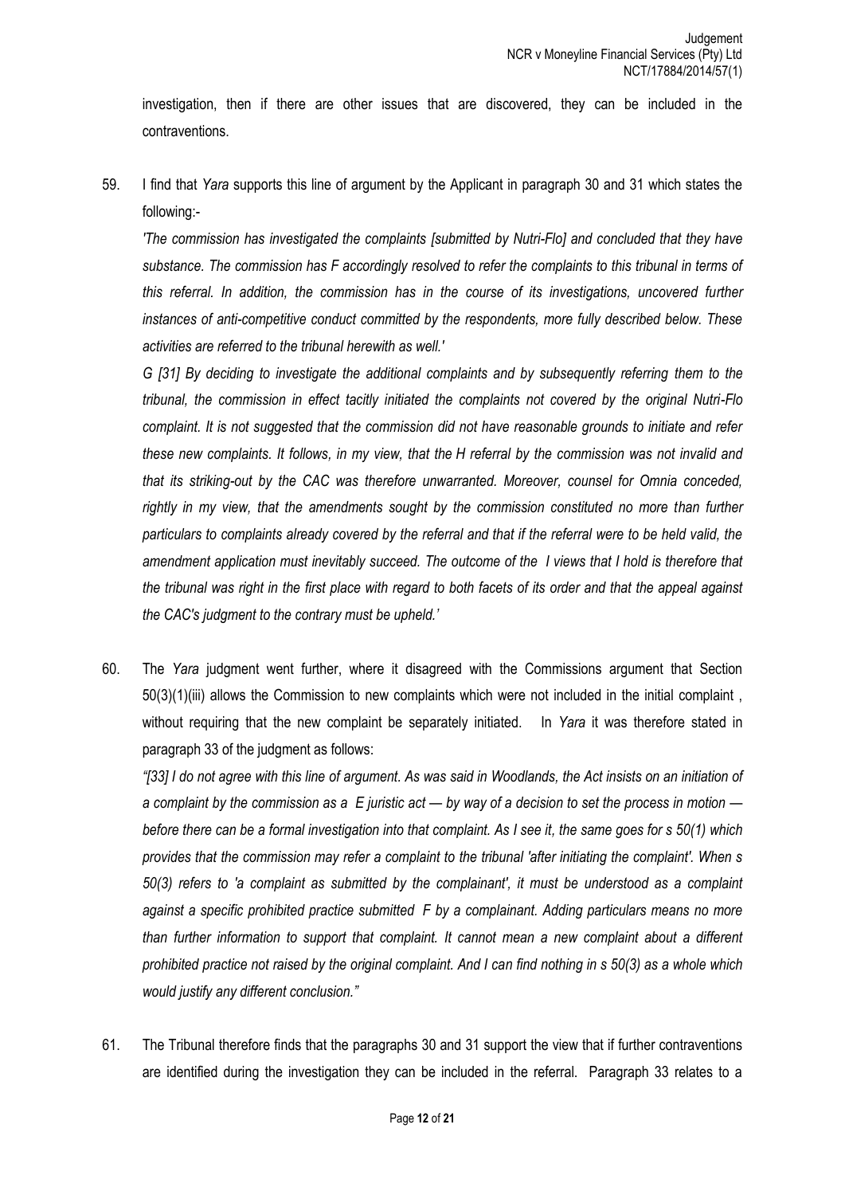investigation, then if there are other issues that are discovered, they can be included in the contraventions.

59. I find that *Yara* supports this line of argument by the Applicant in paragraph 30 and 31 which states the following:-

*'The commission has investigated the complaints [submitted by Nutri-Flo] and concluded that they have substance. The commission has F accordingly resolved to refer the complaints to this tribunal in terms of this referral. In addition, the commission has in the course of its investigations, uncovered further instances of anti-competitive conduct committed by the respondents, more fully described below. These activities are referred to the tribunal herewith as well.'*

*G [31] By deciding to investigate the additional complaints and by subsequently referring them to the tribunal, the commission in effect tacitly initiated the complaints not covered by the original Nutri-Flo complaint. It is not suggested that the commission did not have reasonable grounds to initiate and refer these new complaints. It follows, in my view, that the H referral by the commission was not invalid and that its striking-out by the CAC was therefore unwarranted. Moreover, counsel for Omnia conceded, rightly in my view, that the amendments sought by the commission constituted no more than further particulars to complaints already covered by the referral and that if the referral were to be held valid, the amendment application must inevitably succeed. The outcome of the I views that I hold is therefore that the tribunal was right in the first place with regard to both facets of its order and that the appeal against the CAC's judgment to the contrary must be upheld.'*

60. The *Yara* judgment went further, where it disagreed with the Commissions argument that Section 50(3)(1)(iii) allows the Commission to new complaints which were not included in the initial complaint , without requiring that the new complaint be separately initiated. In *Yara* it was therefore stated in paragraph 33 of the judgment as follows:

*"[33] I do not agree with this line of argument. As was said in Woodlands, the Act insists on an initiation of a complaint by the commission as a E juristic act — by way of a decision to set the process in motion — before there can be a formal investigation into that complaint. As I see it, the same goes for s 50(1) which provides that the commission may refer a complaint to the tribunal 'after initiating the complaint'. When s 50(3) refers to 'a complaint as submitted by the complainant', it must be understood as a complaint against a specific prohibited practice submitted F by a complainant. Adding particulars means no more than further information to support that complaint. It cannot mean a new complaint about a different prohibited practice not raised by the original complaint. And I can find nothing in s 50(3) as a whole which would justify any different conclusion."*

61. The Tribunal therefore finds that the paragraphs 30 and 31 support the view that if further contraventions are identified during the investigation they can be included in the referral. Paragraph 33 relates to a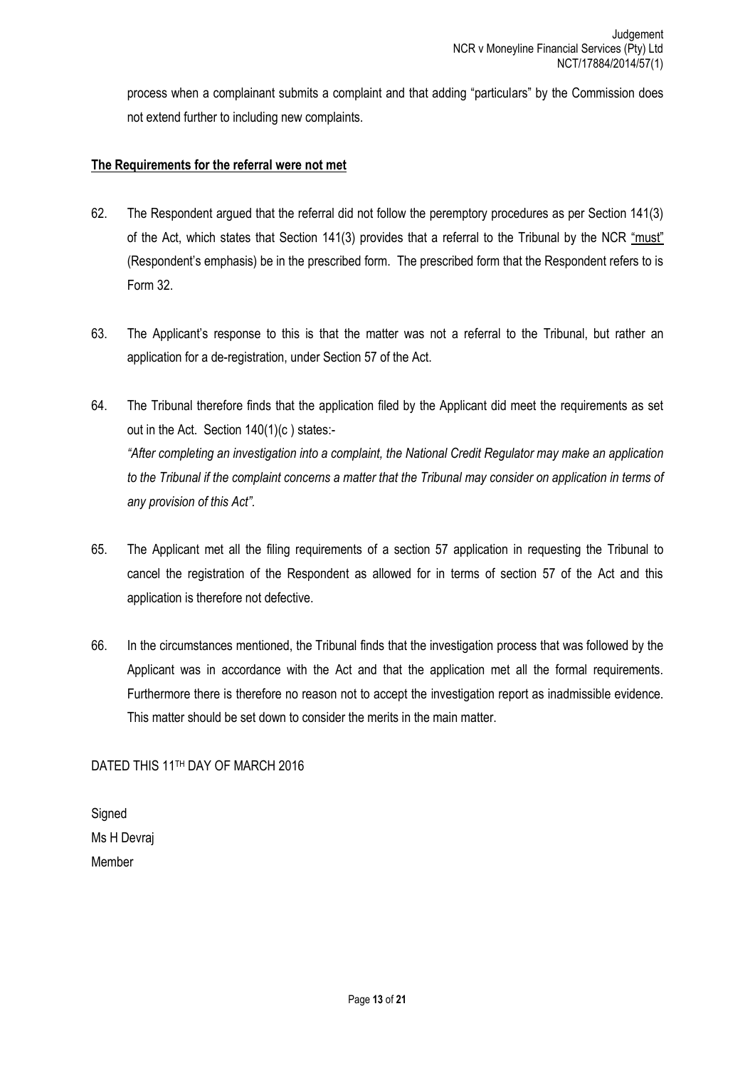process when a complainant submits a complaint and that adding "particulars" by the Commission does not extend further to including new complaints.

**<u>The Requirements for the referral were not met</u>**

62. The Respondent argued that the referral did not follow the peremptory procedures as per Section 141(3) of the Act, which states that Section 141(3) provides that a referral to the Tribunal by the NCR <u>"must"</u> (Respondent's emphasis) be in the prescribed form. The prescribed form that the Respondent refers to is Form 32.

63. The Applicant's response to this is that the matter was not a referral to the Tribunal, but rather an application for a de-registration, under Section 57 of the Act.

64. The Tribunal therefore finds that the application filed by the Applicant did meet the requirements as set out in the Act. Section 140(1)(c ) states:-
*"After completing an investigation into a complaint, the National Credit Regulator may make an application to the Tribunal if the complaint concerns a matter that the Tribunal may consider on application in terms of any provision of this Act".*

65. The Applicant met all the filing requirements of a section 57 application in requesting the Tribunal to cancel the registration of the Respondent as allowed for in terms of section 57 of the Act and this application is therefore not defective.

66. In the circumstances mentioned, the Tribunal finds that the investigation process that was followed by the Applicant was in accordance with the Act and that the application met all the formal requirements. Furthermore there is therefore no reason not to accept the investigation report as inadmissible evidence. This matter should be set down to consider the merits in the main matter.

DATED THIS 11TH DAY OF MARCH 2016

Signed
Ms H Devraj
Member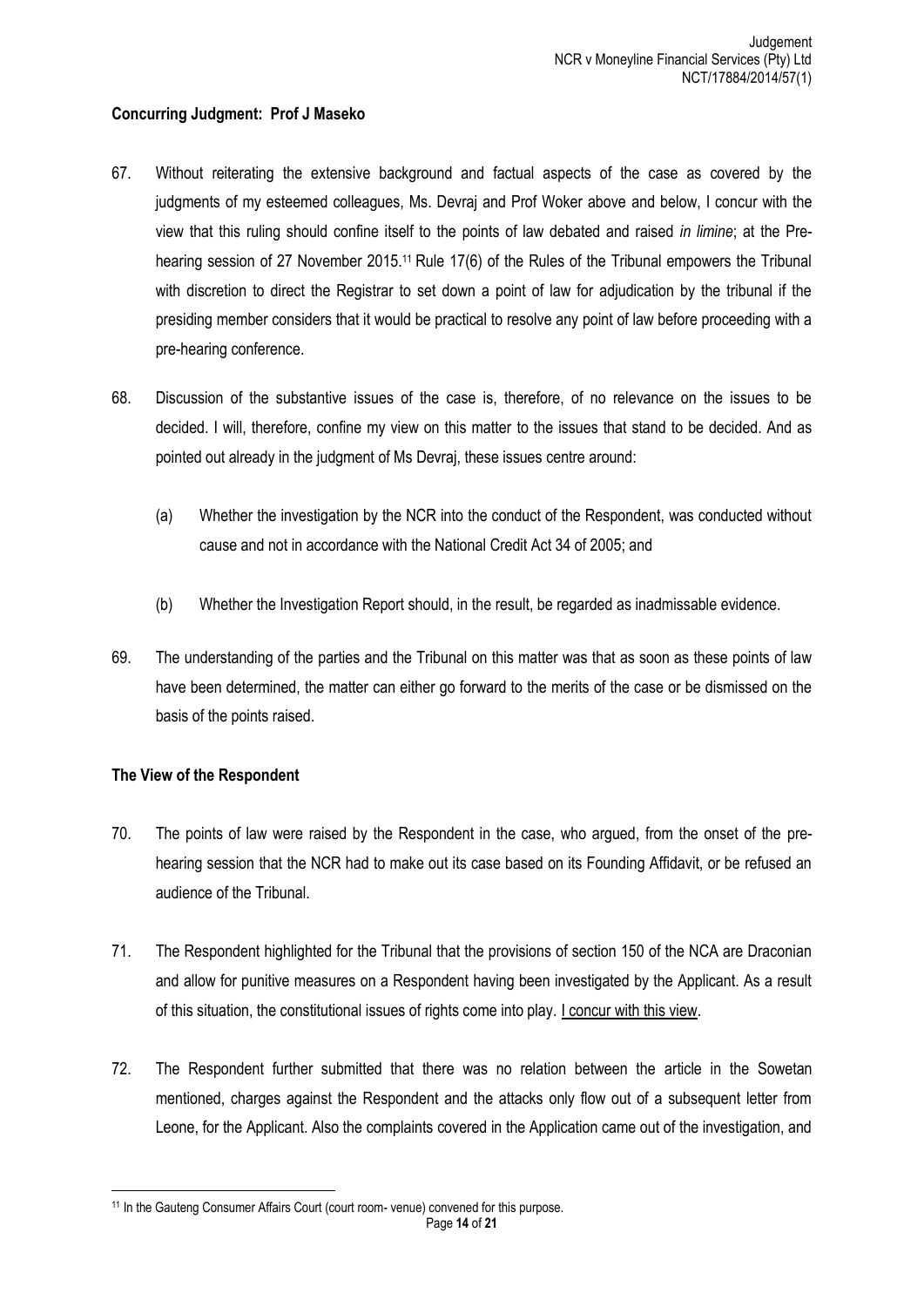**Concurring Judgment: Prof J Maseko**

67. Without reiterating the extensive background and factual aspects of the case as covered by the judgments of my esteemed colleagues, Ms. Devraj and Prof Woker above and below, I concur with the view that this ruling should confine itself to the points of law debated and raised *in limine*; at the Pre-hearing session of 27 November 2015.[11] Rule 17(6) of the Rules of the Tribunal empowers the Tribunal with discretion to direct the Registrar to set down a point of law for adjudication by the tribunal if the presiding member considers that it would be practical to resolve any point of law before proceeding with a pre-hearing conference.

68. Discussion of the substantive issues of the case is, therefore, of no relevance on the issues to be decided. I will, therefore, confine my view on this matter to the issues that stand to be decided. And as pointed out already in the judgment of Ms Devraj, these issues centre around:

    (a) Whether the investigation by the NCR into the conduct of the Respondent, was conducted without cause and not in accordance with the National Credit Act 34 of 2005; and

    (b) Whether the Investigation Report should, in the result, be regarded as inadmissable evidence.

69. The understanding of the parties and the Tribunal on this matter was that as soon as these points of law have been determined, the matter can either go forward to the merits of the case or be dismissed on the basis of the points raised.

**The View of the Respondent**

70. The points of law were raised by the Respondent in the case, who argued, from the onset of the pre-hearing session that the NCR had to make out its case based on its Founding Affidavit, or be refused an audience of the Tribunal.

71. The Respondent highlighted for the Tribunal that the provisions of section 150 of the NCA are Draconian and allow for punitive measures on a Respondent having been investigated by the Applicant. As a result of this situation, the constitutional issues of rights come into play. <u>I concur with this view</u>.

72. The Respondent further submitted that there was no relation between the article in the Sowetan mentioned, charges against the Respondent and the attacks only flow out of a subsequent letter from Leone, for the Applicant. Also the complaints covered in the Application came out of the investigation, and

[11] In the Gauteng Consumer Affairs Court (court room- venue) convened for this purpose.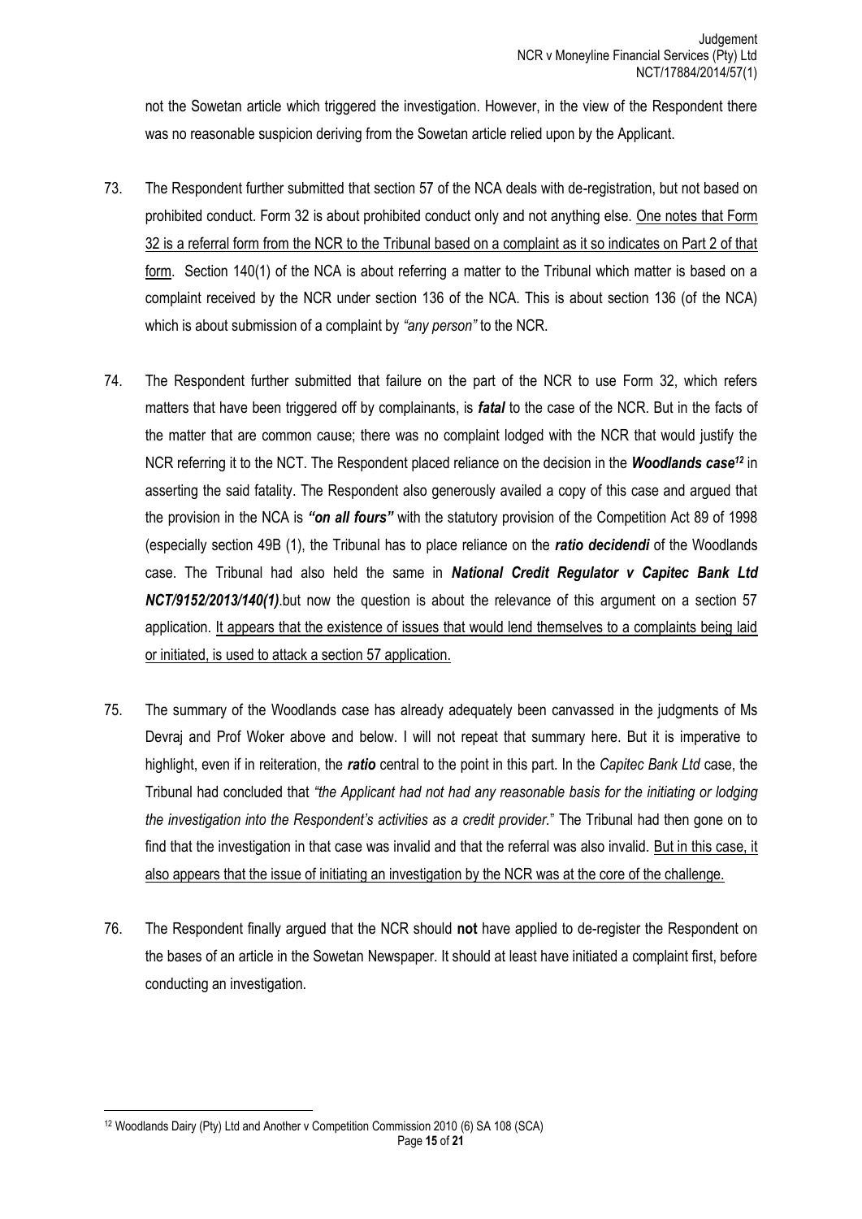not the Sowetan article which triggered the investigation. However, in the view of the Respondent there was no reasonable suspicion deriving from the Sowetan article relied upon by the Applicant.

73. The Respondent further submitted that section 57 of the NCA deals with de-registration, but not based on prohibited conduct. Form 32 is about prohibited conduct only and not anything else. <u>One notes that Form 32 is a referral form from the NCR to the Tribunal based on a complaint as it so indicates on Part 2 of that form</u>. Section 140(1) of the NCA is about referring a matter to the Tribunal which matter is based on a complaint received by the NCR under section 136 of the NCA. This is about section 136 (of the NCA) which is about submission of a complaint by *"any person"* to the NCR.

74. The Respondent further submitted that failure on the part of the NCR to use Form 32, which refers matters that have been triggered off by complainants, is ***fatal*** to the case of the NCR. But in the facts of the matter that are common cause; there was no complaint lodged with the NCR that would justify the NCR referring it to the NCT. The Respondent placed reliance on the decision in the ***Woodlands case***[12] in asserting the said fatality. The Respondent also generously availed a copy of this case and argued that the provision in the NCA is ***"on all fours"*** with the statutory provision of the Competition Act 89 of 1998 (especially section 49B (1), the Tribunal has to place reliance on the ***ratio decidendi*** of the Woodlands case. The Tribunal had also held the same in ***National Credit Regulator v Capitec Bank Ltd NCT/9152/2013/140(1)***.but now the question is about the relevance of this argument on a section 57 application. <u>It appears that the existence of issues that would lend themselves to a complaints being laid or initiated, is used to attack a section 57 application.</u>

75. The summary of the Woodlands case has already adequately been canvassed in the judgments of Ms Devraj and Prof Woker above and below. I will not repeat that summary here. But it is imperative to highlight, even if in reiteration, the ***ratio*** central to the point in this part. In the *Capitec Bank Ltd* case, the Tribunal had concluded that *"the Applicant had not had any reasonable basis for the initiating or lodging the investigation into the Respondent's activities as a credit provider.*" The Tribunal had then gone on to find that the investigation in that case was invalid and that the referral was also invalid. <u>But in this case, it also appears that the issue of initiating an investigation by the NCR was at the core of the challenge.</u>

76. The Respondent finally argued that the NCR should **not** have applied to de-register the Respondent on the bases of an article in the Sowetan Newspaper. It should at least have initiated a complaint first, before conducting an investigation.

---

[12] Woodlands Dairy (Pty) Ltd and Another v Competition Commission 2010 (6) SA 108 (SCA)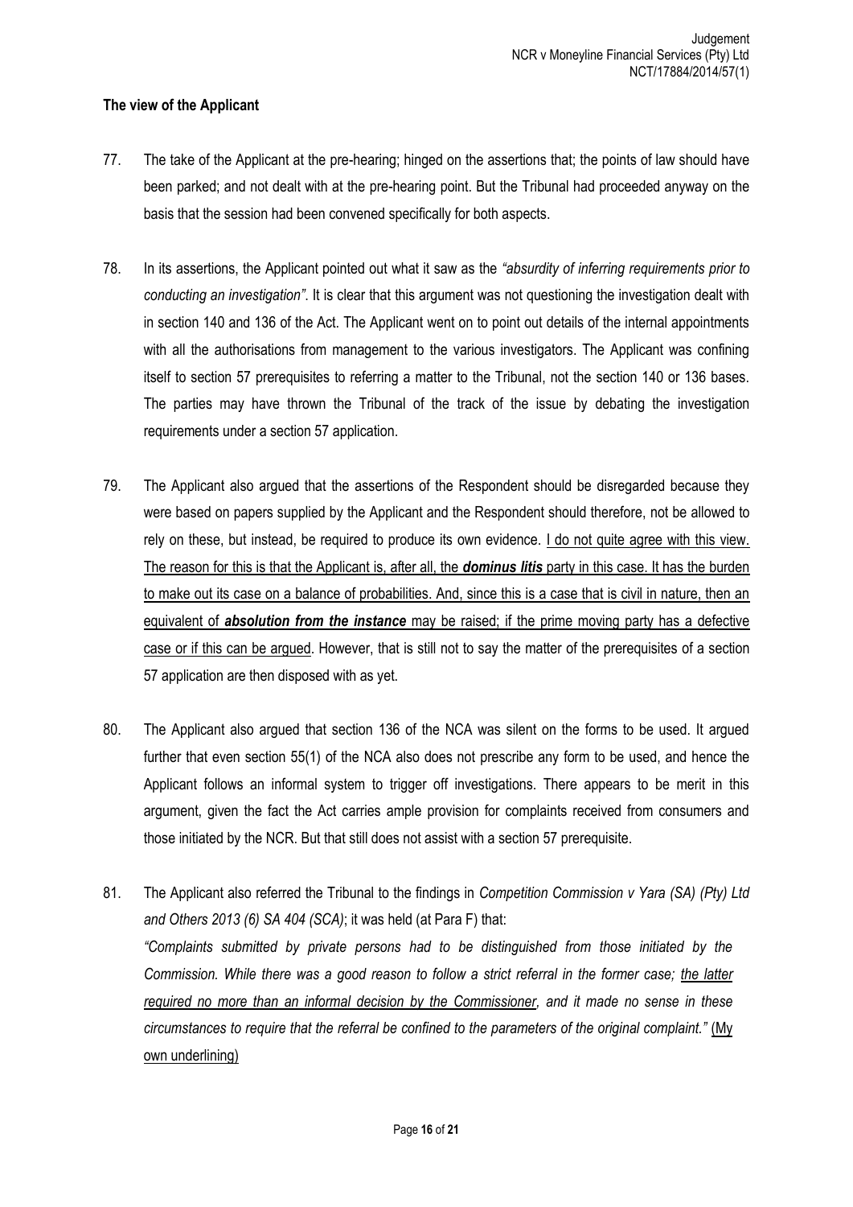**The view of the Applicant**

77. The take of the Applicant at the pre-hearing; hinged on the assertions that; the points of law should have been parked; and not dealt with at the pre-hearing point. But the Tribunal had proceeded anyway on the basis that the session had been convened specifically for both aspects.

78. In its assertions, the Applicant pointed out what it saw as the *"absurdity of inferring requirements prior to conducting an investigation"*. It is clear that this argument was not questioning the investigation dealt with in section 140 and 136 of the Act. The Applicant went on to point out details of the internal appointments with all the authorisations from management to the various investigators. The Applicant was confining itself to section 57 prerequisites to referring a matter to the Tribunal, not the section 140 or 136 bases. The parties may have thrown the Tribunal of the track of the issue by debating the investigation requirements under a section 57 application.

79. The Applicant also argued that the assertions of the Respondent should be disregarded because they were based on papers supplied by the Applicant and the Respondent should therefore, not be allowed to rely on these, but instead, be required to produce its own evidence. <u>I do not quite agree with this view. The reason for this is that the Applicant is, after all, the ***dominus litis*** party in this case. It has the burden to make out its case on a balance of probabilities. And, since this is a case that is civil in nature, then an equivalent of ***absolution from the instance*** may be raised; if the prime moving party has a defective case or if this can be argued</u>. However, that is still not to say the matter of the prerequisites of a section 57 application are then disposed with as yet.

80. The Applicant also argued that section 136 of the NCA was silent on the forms to be used. It argued further that even section 55(1) of the NCA also does not prescribe any form to be used, and hence the Applicant follows an informal system to trigger off investigations. There appears to be merit in this argument, given the fact the Act carries ample provision for complaints received from consumers and those initiated by the NCR. But that still does not assist with a section 57 prerequisite.

81. The Applicant also referred the Tribunal to the findings in *Competition Commission v Yara (SA) (Pty) Ltd and Others 2013 (6) SA 404 (SCA)*; it was held (at Para F) that:
*"Complaints submitted by private persons had to be distinguished from those initiated by the Commission. While there was a good reason to follow a strict referral in the former case; <u>the latter required no more than an informal decision by the Commissioner</u>, and it made no sense in these circumstances to require that the referral be confined to the parameters of the original complaint."* <u>(My own underlining)</u>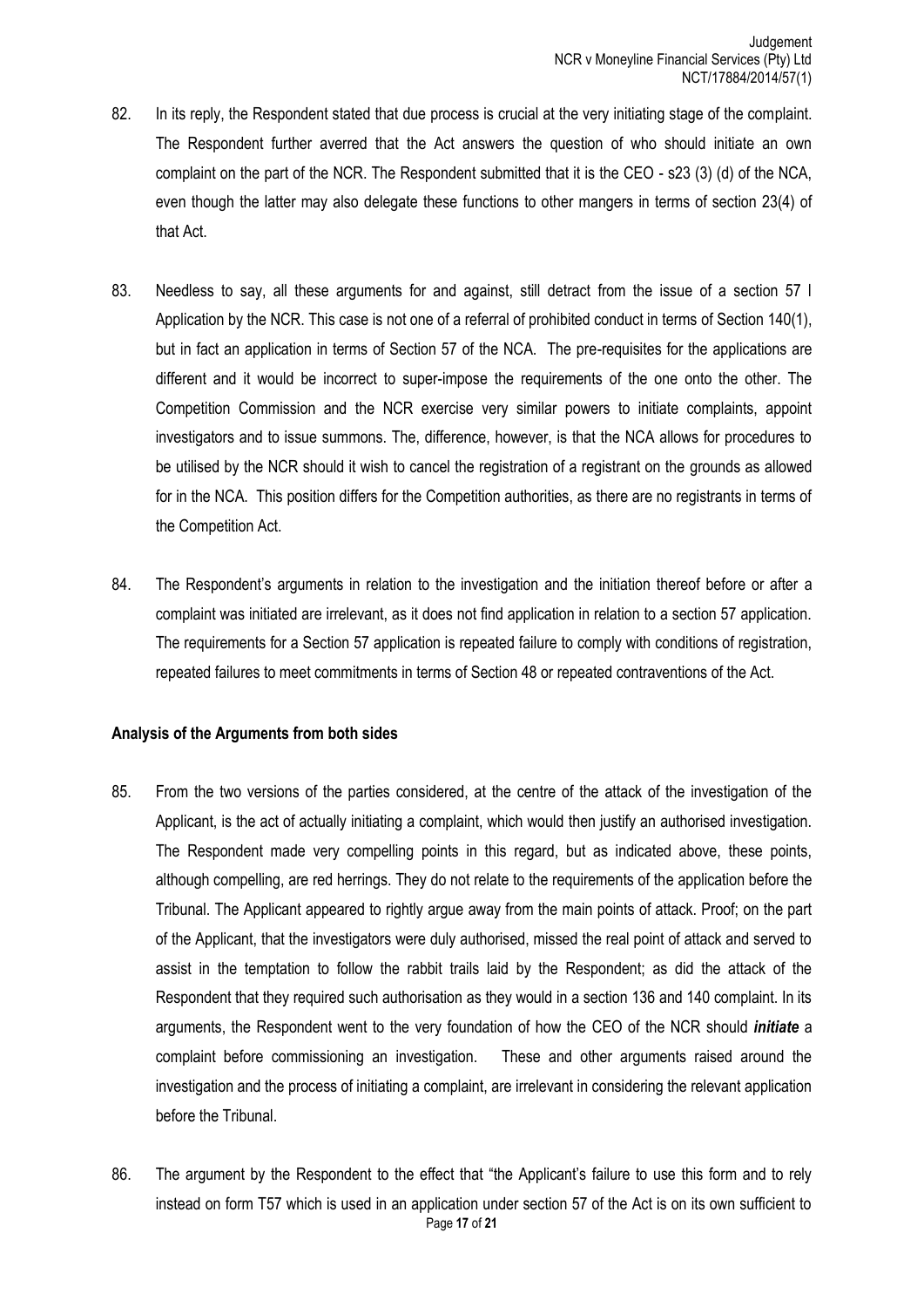82. In its reply, the Respondent stated that due process is crucial at the very initiating stage of the complaint. The Respondent further averred that the Act answers the question of who should initiate an own complaint on the part of the NCR. The Respondent submitted that it is the CEO - s23 (3) (d) of the NCA, even though the latter may also delegate these functions to other mangers in terms of section 23(4) of that Act.

83. Needless to say, all these arguments for and against, still detract from the issue of a section 57 l Application by the NCR. This case is not one of a referral of prohibited conduct in terms of Section 140(1), but in fact an application in terms of Section 57 of the NCA. The pre-requisites for the applications are different and it would be incorrect to super-impose the requirements of the one onto the other. The Competition Commission and the NCR exercise very similar powers to initiate complaints, appoint investigators and to issue summons. The, difference, however, is that the NCA allows for procedures to be utilised by the NCR should it wish to cancel the registration of a registrant on the grounds as allowed for in the NCA. This position differs for the Competition authorities, as there are no registrants in terms of the Competition Act.

84. The Respondent's arguments in relation to the investigation and the initiation thereof before or after a complaint was initiated are irrelevant, as it does not find application in relation to a section 57 application. The requirements for a Section 57 application is repeated failure to comply with conditions of registration, repeated failures to meet commitments in terms of Section 48 or repeated contraventions of the Act.

**Analysis of the Arguments from both sides**

85. From the two versions of the parties considered, at the centre of the attack of the investigation of the Applicant, is the act of actually initiating a complaint, which would then justify an authorised investigation. The Respondent made very compelling points in this regard, but as indicated above, these points, although compelling, are red herrings. They do not relate to the requirements of the application before the Tribunal. The Applicant appeared to rightly argue away from the main points of attack. Proof; on the part of the Applicant, that the investigators were duly authorised, missed the real point of attack and served to assist in the temptation to follow the rabbit trails laid by the Respondent; as did the attack of the Respondent that they required such authorisation as they would in a section 136 and 140 complaint. In its arguments, the Respondent went to the very foundation of how the CEO of the NCR should ***initiate*** a complaint before commissioning an investigation. These and other arguments raised around the investigation and the process of initiating a complaint, are irrelevant in considering the relevant application before the Tribunal.

86. The argument by the Respondent to the effect that "the Applicant's failure to use this form and to rely instead on form T57 which is used in an application under section 57 of the Act is on its own sufficient to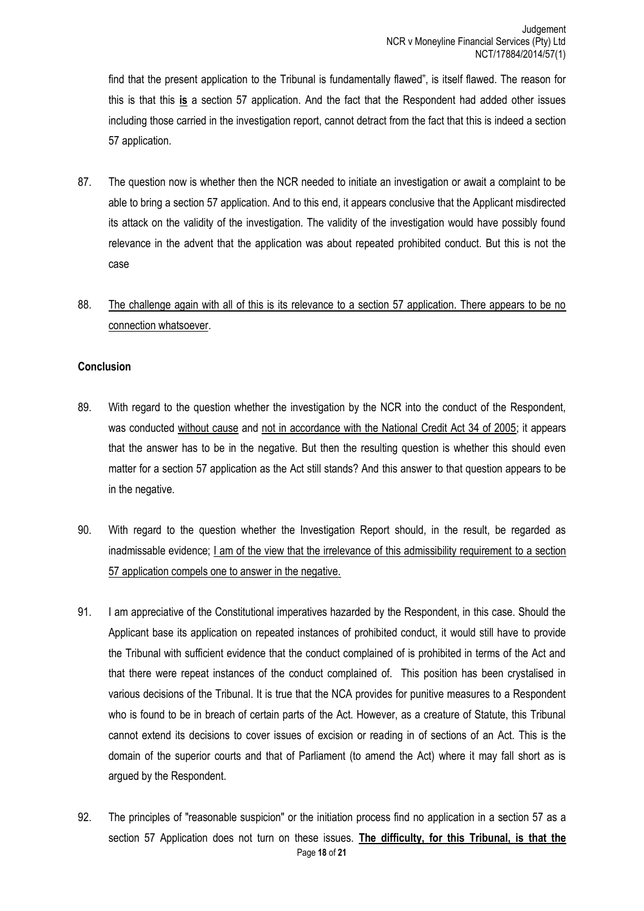find that the present application to the Tribunal is fundamentally flawed", is itself flawed. The reason for this is that this <u>**is**</u> a section 57 application. And the fact that the Respondent had added other issues including those carried in the investigation report, cannot detract from the fact that this is indeed a section 57 application.

87. The question now is whether then the NCR needed to initiate an investigation or await a complaint to be able to bring a section 57 application. And to this end, it appears conclusive that the Applicant misdirected its attack on the validity of the investigation. The validity of the investigation would have possibly found relevance in the advent that the application was about repeated prohibited conduct. But this is not the case

88. <u>The challenge again with all of this is its relevance to a section 57 application. There appears to be no connection whatsoever</u>.

**Conclusion**

89. With regard to the question whether the investigation by the NCR into the conduct of the Respondent, was conducted <u>without cause</u> and <u>not in accordance with the National Credit Act 34 of 2005</u>; it appears that the answer has to be in the negative. But then the resulting question is whether this should even matter for a section 57 application as the Act still stands? And this answer to that question appears to be in the negative.

90. With regard to the question whether the Investigation Report should, in the result, be regarded as inadmissable evidence; <u>I am of the view that the irrelevance of this admissibility requirement to a section 57 application compels one to answer in the negative.</u>

91. I am appreciative of the Constitutional imperatives hazarded by the Respondent, in this case. Should the Applicant base its application on repeated instances of prohibited conduct, it would still have to provide the Tribunal with sufficient evidence that the conduct complained of is prohibited in terms of the Act and that there were repeat instances of the conduct complained of. This position has been crystalised in various decisions of the Tribunal. It is true that the NCA provides for punitive measures to a Respondent who is found to be in breach of certain parts of the Act. However, as a creature of Statute, this Tribunal cannot extend its decisions to cover issues of excision or reading in of sections of an Act. This is the domain of the superior courts and that of Parliament (to amend the Act) where it may fall short as is argued by the Respondent.

92. The principles of "reasonable suspicion" or the initiation process find no application in a section 57 as a section 57 Application does not turn on these issues. <u>**The difficulty, for this Tribunal, is that the**</u>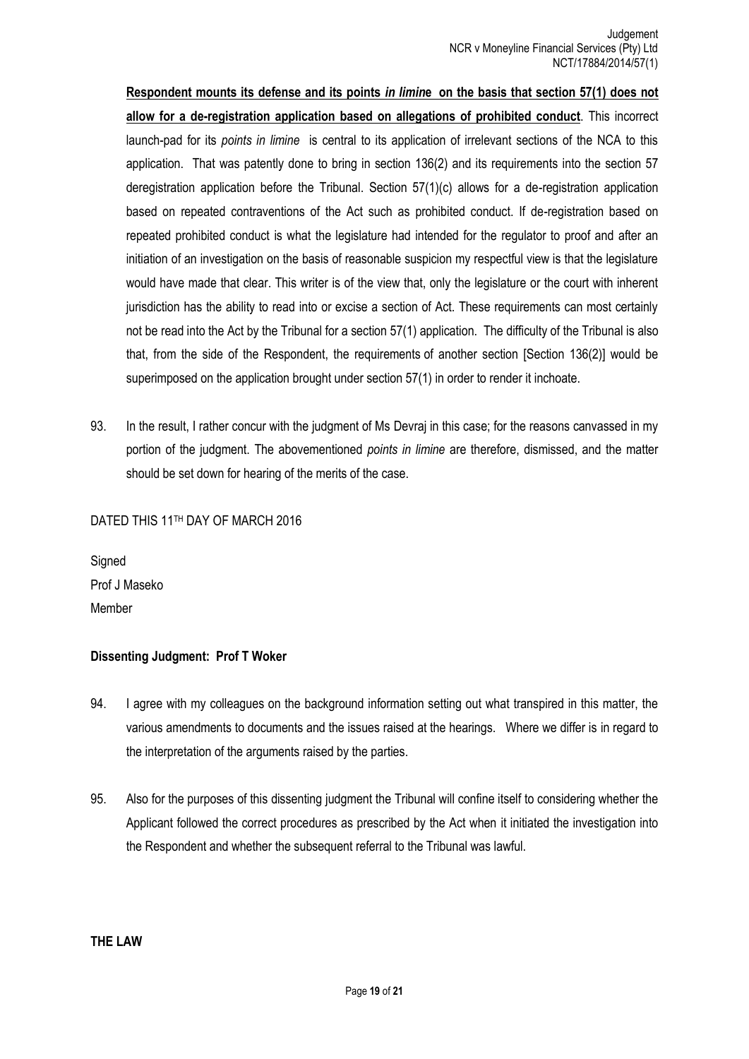**Respondent mounts its defense and its points *in limine* on the basis that section 57(1) does not allow for a de-registration application based on allegations of prohibited conduct**. This incorrect launch-pad for its *points in limine* is central to its application of irrelevant sections of the NCA to this application. That was patently done to bring in section 136(2) and its requirements into the section 57 deregistration application before the Tribunal. Section 57(1)(c) allows for a de-registration application based on repeated contraventions of the Act such as prohibited conduct. If de-registration based on repeated prohibited conduct is what the legislature had intended for the regulator to proof and after an initiation of an investigation on the basis of reasonable suspicion my respectful view is that the legislature would have made that clear. This writer is of the view that, only the legislature or the court with inherent jurisdiction has the ability to read into or excise a section of Act. These requirements can most certainly not be read into the Act by the Tribunal for a section 57(1) application. The difficulty of the Tribunal is also that, from the side of the Respondent, the requirements of another section [Section 136(2)] would be superimposed on the application brought under section 57(1) in order to render it inchoate.

93. In the result, I rather concur with the judgment of Ms Devraj in this case; for the reasons canvassed in my portion of the judgment. The abovementioned *points in limine* are therefore, dismissed, and the matter should be set down for hearing of the merits of the case.

DATED THIS 11TH DAY OF MARCH 2016

Signed
Prof J Maseko
Member

**Dissenting Judgment: Prof T Woker**

94. I agree with my colleagues on the background information setting out what transpired in this matter, the various amendments to documents and the issues raised at the hearings. Where we differ is in regard to the interpretation of the arguments raised by the parties.

95. Also for the purposes of this dissenting judgment the Tribunal will confine itself to considering whether the Applicant followed the correct procedures as prescribed by the Act when it initiated the investigation into the Respondent and whether the subsequent referral to the Tribunal was lawful.

**THE LAW**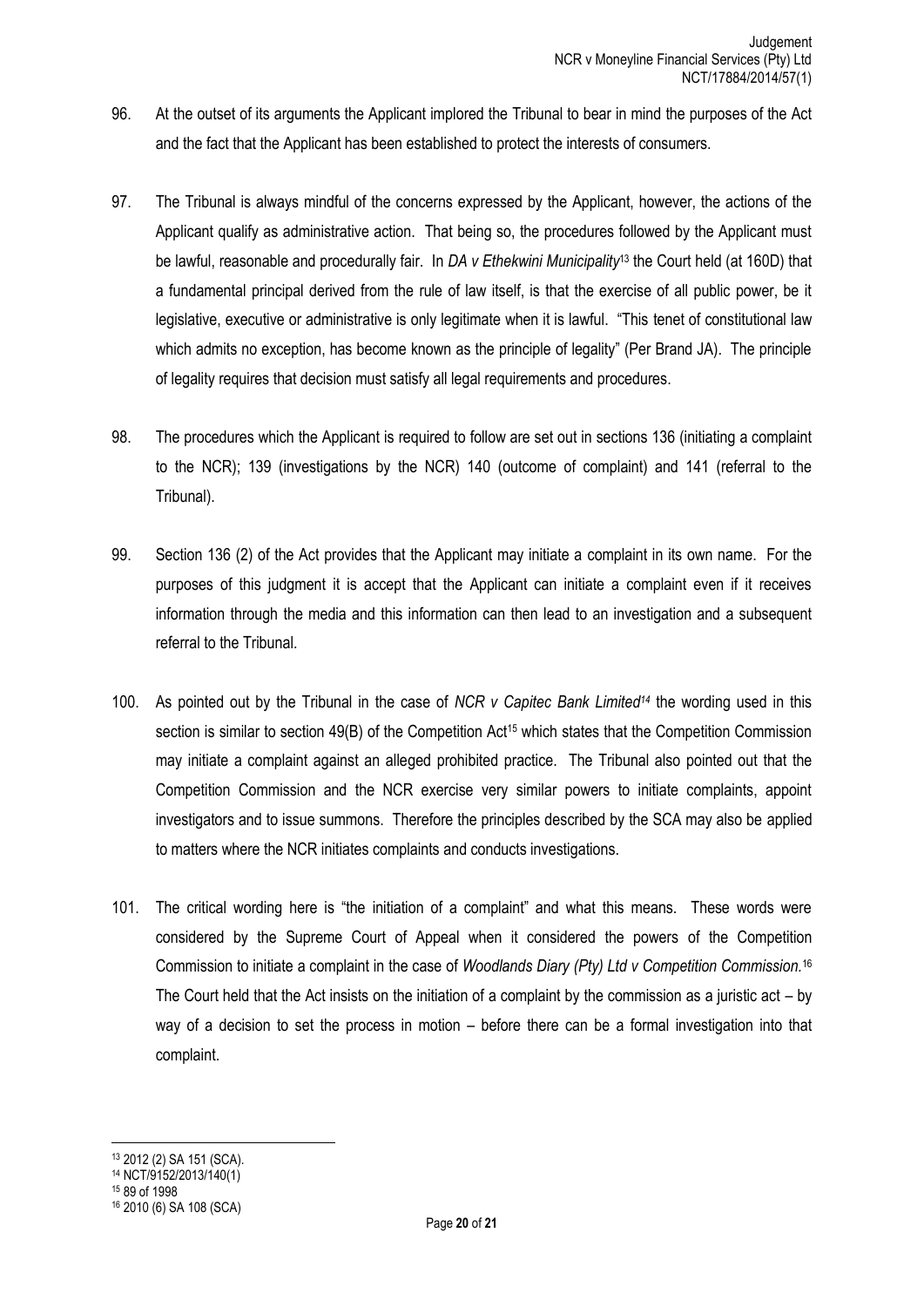96. At the outset of its arguments the Applicant implored the Tribunal to bear in mind the purposes of the Act and the fact that the Applicant has been established to protect the interests of consumers.

97. The Tribunal is always mindful of the concerns expressed by the Applicant, however, the actions of the Applicant qualify as administrative action. That being so, the procedures followed by the Applicant must be lawful, reasonable and procedurally fair. In *DA v Ethekwini Municipality*[13] the Court held (at 160D) that a fundamental principal derived from the rule of law itself, is that the exercise of all public power, be it legislative, executive or administrative is only legitimate when it is lawful. "This tenet of constitutional law which admits no exception, has become known as the principle of legality" (Per Brand JA). The principle of legality requires that decision must satisfy all legal requirements and procedures.

98. The procedures which the Applicant is required to follow are set out in sections 136 (initiating a complaint to the NCR); 139 (investigations by the NCR) 140 (outcome of complaint) and 141 (referral to the Tribunal).

99. Section 136 (2) of the Act provides that the Applicant may initiate a complaint in its own name. For the purposes of this judgment it is accept that the Applicant can initiate a complaint even if it receives information through the media and this information can then lead to an investigation and a subsequent referral to the Tribunal.

100. As pointed out by the Tribunal in the case of *NCR v Capitec Bank Limited*[14] the wording used in this section is similar to section 49(B) of the Competition Act[15] which states that the Competition Commission may initiate a complaint against an alleged prohibited practice. The Tribunal also pointed out that the Competition Commission and the NCR exercise very similar powers to initiate complaints, appoint investigators and to issue summons. Therefore the principles described by the SCA may also be applied to matters where the NCR initiates complaints and conducts investigations.

101. The critical wording here is "the initiation of a complaint" and what this means. These words were considered by the Supreme Court of Appeal when it considered the powers of the Competition Commission to initiate a complaint in the case of *Woodlands Diary (Pty) Ltd v Competition Commission.*[16] The Court held that the Act insists on the initiation of a complaint by the commission as a juristic act – by way of a decision to set the process in motion – before there can be a formal investigation into that complaint.

---

[13] 2012 (2) SA 151 (SCA).

[14] NCT/9152/2013/140(1)

[15] 89 of 1998

[16] 2010 (6) SA 108 (SCA)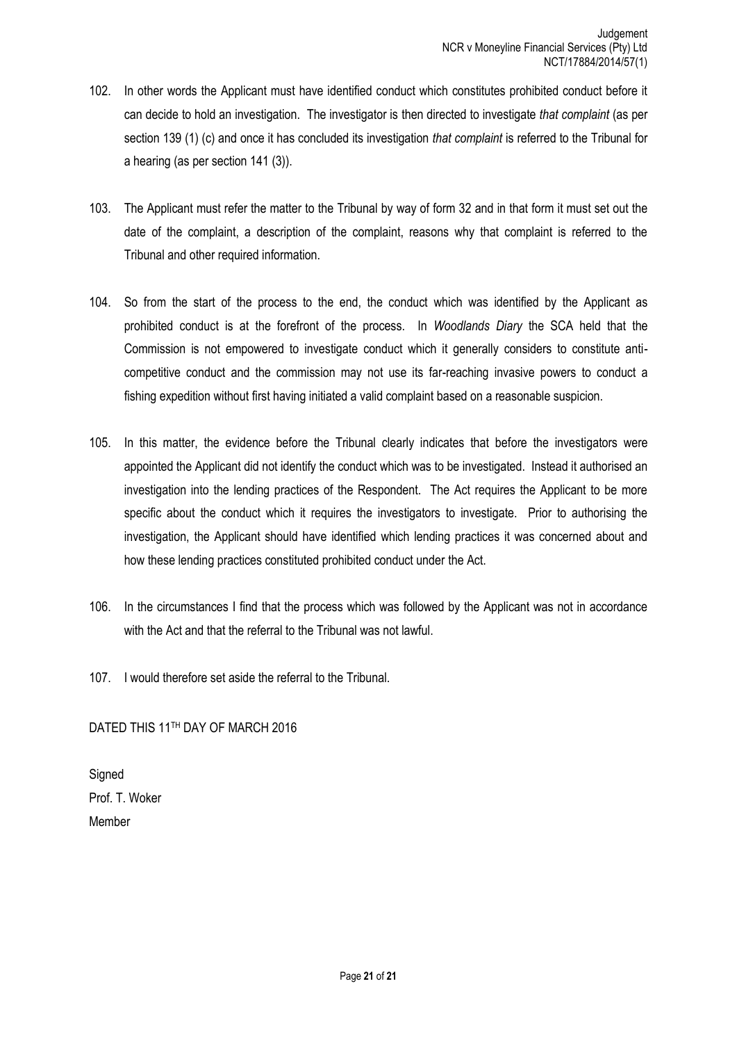102. In other words the Applicant must have identified conduct which constitutes prohibited conduct before it can decide to hold an investigation. The investigator is then directed to investigate *that complaint* (as per section 139 (1) (c) and once it has concluded its investigation *that complaint* is referred to the Tribunal for a hearing (as per section 141 (3)).

103. The Applicant must refer the matter to the Tribunal by way of form 32 and in that form it must set out the date of the complaint, a description of the complaint, reasons why that complaint is referred to the Tribunal and other required information.

104. So from the start of the process to the end, the conduct which was identified by the Applicant as prohibited conduct is at the forefront of the process. In *Woodlands Diary* the SCA held that the Commission is not empowered to investigate conduct which it generally considers to constitute anti-competitive conduct and the commission may not use its far-reaching invasive powers to conduct a fishing expedition without first having initiated a valid complaint based on a reasonable suspicion.

105. In this matter, the evidence before the Tribunal clearly indicates that before the investigators were appointed the Applicant did not identify the conduct which was to be investigated. Instead it authorised an investigation into the lending practices of the Respondent. The Act requires the Applicant to be more specific about the conduct which it requires the investigators to investigate. Prior to authorising the investigation, the Applicant should have identified which lending practices it was concerned about and how these lending practices constituted prohibited conduct under the Act.

106. In the circumstances I find that the process which was followed by the Applicant was not in accordance with the Act and that the referral to the Tribunal was not lawful.

107. I would therefore set aside the referral to the Tribunal.

DATED THIS 11TH DAY OF MARCH 2016

Signed
Prof. T. Woker
Member